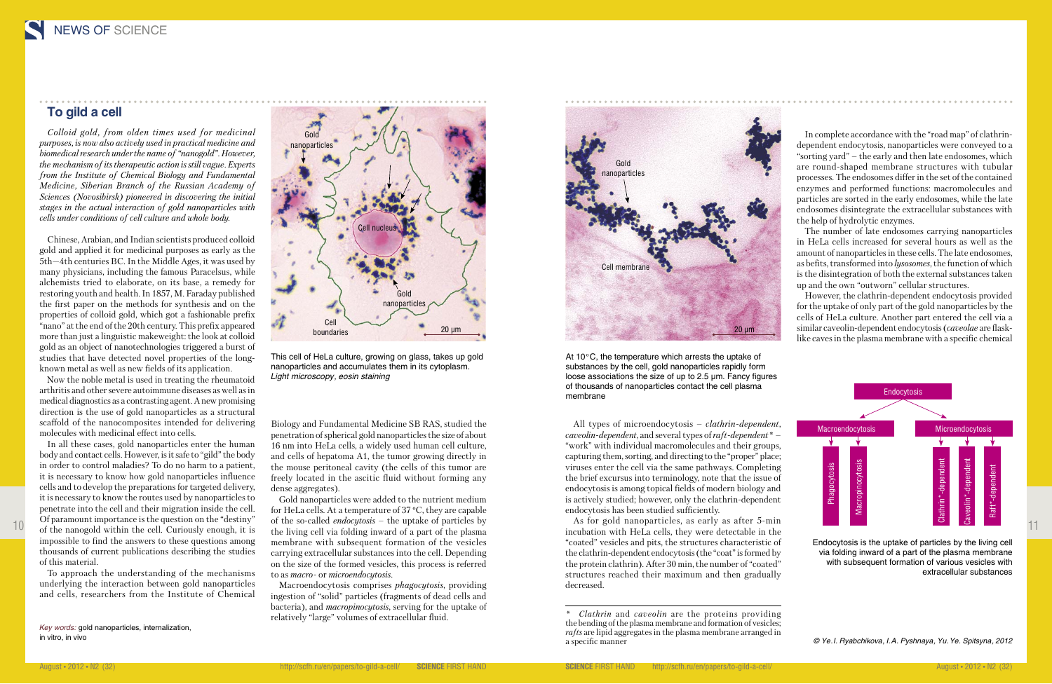## To gild a cell

*Colloid gold, from olden times used for medicinal purposes, is now also actively used in practical medicine and biomedical research under the name of "nanogold". However, the mechanism of its therapeutic action is still vague. Experts from the Institute of Chemical Biology and Fundamental Medicine, Siberian Branch of the Russian Academy of Sciences (Novosibirsk) pioneered in discovering the initial stages in the actual interaction of gold nanoparticles with cells under conditions of cell culture and whole body.*

Chinese, Arabian, and Indian scientists produced colloid gold and applied it for medicinal purposes as early as the 5th—4th centuries BC. In the Middle Ages, it was used by many physicians, including the famous Paracelsus, while alchemists tried to elaborate, on its base, a remedy for restoring youth and health. In 1857, M. Faraday published the first paper on the methods for synthesis and on the properties of colloid gold, which got a fashionable prefix "nano" at the end of the 20th century. This prefix appeared more than just a linguistic makeweight: the look at colloid gold as an object of nanotechnologies triggered a burst of studies that have detected novel properties of the long-known metal as well as new fields of its application.

Now the noble metal is used in treating the rheumatoid arthritis and other severe autoimmune diseases as well as in medical diagnostics as a contrasting agent. A new promising direction is the use of gold nanoparticles as a structural scaffold of the nanocomposites intended for delivering molecules with medicinal effect into cells.

In all these cases, gold nanoparticles enter the human body and contact cells. However, is it safe to "gild" the body in order to control maladies? To do no harm to a patient, it is necessary to know how gold nanoparticles influence cells and to develop the preparations for targeted delivery, it is necessary to know the routes used by nanoparticles to penetrate into the cell and their migration inside the cell. Of paramount importance is the question on the "destiny" of the nanogold within the cell. Curiously enough, it is impossible to find the answers to these questions among thousands of current publications describing the studies of this material.

To approach the understanding of the mechanisms underlying the interaction between gold nanoparticles and cells, researchers from the Institute of Chemical Biology and Fundamental Medicine SB RAS, studied the penetration of spherical gold nanoparticles the size of about 16 nm into HeLa cells, a widely used human cell culture, and cells of hepatoma A1, the tumor growing directly in the mouse peritoneal cavity (the cells of this tumor are freely located in the ascitic fluid without forming any dense aggregates).

*Key words:* gold nanoparticles, internalization, in vitro, in vivo

This cell of HeLa culture, growing on glass, takes up gold nanoparticles and accumulates them in its cytoplasm. *Light microscopy, eosin staining*

Gold nanoparticles were added to the nutrient medium for HeLa cells. At a temperature of 37 °C, they are capable of the so-called *endocytosis* – the uptake of particles by the living cell via folding inward of a part of the plasma membrane with subsequent formation of the vesicles carrying extracellular substances into the cell. Depending on the size of the formed vesicles, this process is referred to as *macro-* or *microendocytosis*.

Macroendocytosis comprises *phagocytosis*, providing ingestion of "solid" particles (fragments of dead cells and bacteria), and *macropinocytosis*, serving for the uptake of relatively "large" volumes of extracellular fluid.

At 10 °C, the temperature which arrests the uptake of substances by the cell, gold nanoparticles rapidly form loose associations the size of up to 2.5 μm. Fancy figures of thousands of nanoparticles contact the cell plasma membrane

All types of microendocytosis – *clathrin-dependent*, *caveolin-dependent*, and several types of *raft-dependent\** – "work" with individual macromolecules and their groups, capturing them, sorting, and directing to the "proper" place; viruses enter the cell via the same pathways. Completing the brief excursus into terminology, note that the issue of endocytosis is among topical fields of modern biology and is actively studied; however, only the clathrin-dependent endocytosis has been studied sufficiently.

As for gold nanoparticles, as early as after 5-min incubation with HeLa cells, they were detectable in the "coated" vesicles and pits, the structures characteristic of the clathrin-dependent endocytosis (the "coat" is formed by the protein clathrin). After 30 min, the number of "coated" structures reached their maximum and then gradually decreased.

\* *Clathrin* and *caveolin* are the proteins providing the bending of the plasma membrane and formation of vesicles; *rafts* are lipid aggregates in the plasma membrane arranged in a specific manner

In complete accordance with the "road map" of clathrin-dependent endocytosis, nanoparticles were conveyed to a "sorting yard" – the early and then late endosomes, which are round-shaped membrane structures with tubular processes. The endosomes differ in the set of the contained enzymes and performed functions: macromolecules and particles are sorted in the early endosomes, while the late endosomes disintegrate the extracellular substances with the help of hydrolytic enzymes.

The number of late endosomes carrying nanoparticles in HeLa cells increased for several hours as well as the amount of nanoparticles in these cells. The late endosomes, as befits, transformed into *lysosomes*, the function of which is the disintegration of both the external substances taken up and the own "outworn" cellular structures.

However, the clathrin-dependent endocytosis provided for the uptake of only part of the gold nanoparticles by the cells of HeLa culture. Another part entered the cell via a similar caveolin-dependent endocytosis (*caveolae* are flask-like caves in the plasma membrane with a specific chemical

Endocytosis is the uptake of particles by the living cell via folding inward of a part of the plasma membrane with subsequent formation of various vesicles with extracellular substances

*© Ye. I. Ryabchikova, I. A. Pyshnaya, Yu. Ye. Spitsyna, 2012*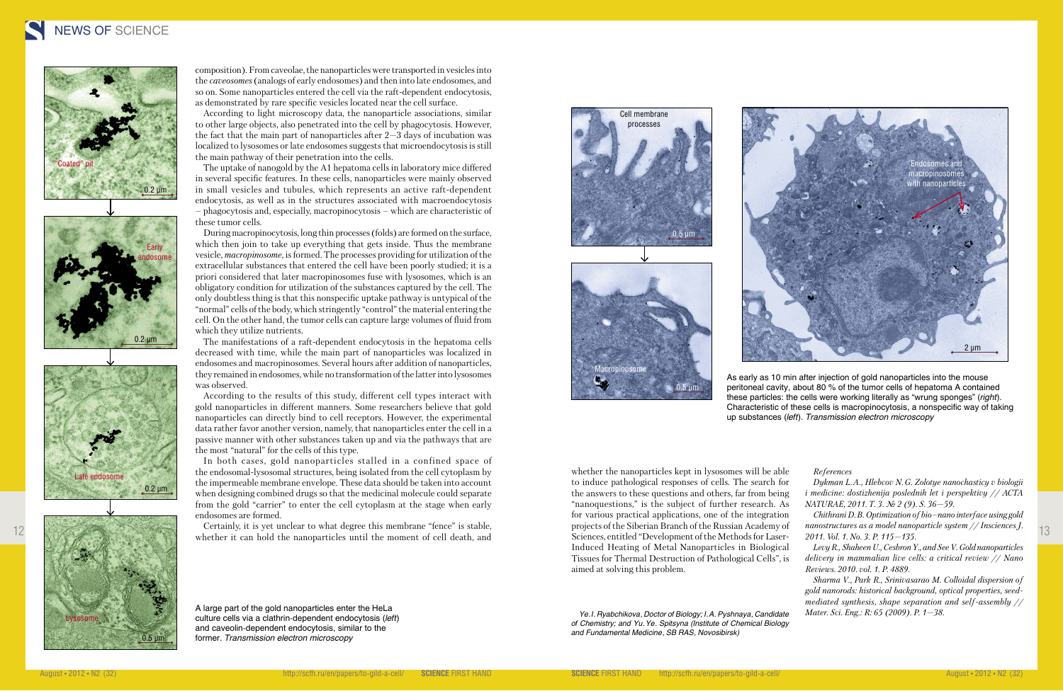composition). From caveolae, the nanoparticles were transported in vesicles into the *caveosomes* (analogs of early endosomes) and then into late endosomes, and so on. Some nanoparticles entered the cell via the raft-dependent endocytosis, as demonstrated by rare specific vesicles located near the cell surface.

According to light microscopy data, the nanoparticle associations, similar to other large objects, also penetrated into the cell by phagocytosis. However, the fact that the main part of nanoparticles after 2—3 days of incubation was localized to lysosomes or late endosomes suggests that microendocytosis is still the main pathway of their penetration into the cells.

The uptake of nanogold by the A1 hepatoma cells in laboratory mice differed in several specific features. In these cells, nanoparticles were mainly observed in small vesicles and tubules, which represents an active raft-dependent endocytosis, as well as in the structures associated with macroendocytosis – phagocytosis and, especially, macropinocytosis – which are characteristic of these tumor cells.

During macropinocytosis, long thin processes (folds) are formed on the surface, which then join to take up everything that gets inside. Thus the membrane vesicle, *macropinosome*, is formed. The processes providing for utilization of the extracellular substances that entered the cell have been poorly studied; it is a priori considered that later macropinosomes fuse with lysosomes, which is an obligatory condition for utilization of the substances captured by the cell. The only doubtless thing is that this nonspecific uptake pathway is untypical of the "normal" cells of the body, which stringently "control" the material entering the cell. On the other hand, the tumor cells can capture large volumes of fluid from which they utilize nutrients.

The manifestations of a raft-dependent endocytosis in the hepatoma cells decreased with time, while the main part of nanoparticles was localized in endosomes and macropinosomes. Several hours after addition of nanoparticles, they remained in endosomes, while no transformation of the latter into lysosomes was observed.

According to the results of this study, different cell types interact with gold nanoparticles in different manners. Some researchers believe that gold nanoparticles can directly bind to cell receptors. However, the experimental data rather favor another version, namely, that nanoparticles enter the cell in a passive manner with other substances taken up and via the pathways that are the most "natural" for the cells of this type.

In both cases, gold nanoparticles stalled in a confined space of the endosomal-lysosomal structures, being isolated from the cell cytoplasm by the impermeable membrane envelope. These data should be taken into account when designing combined drugs so that the medicinal molecule could separate from the gold "carrier" to enter the cell cytoplasm at the stage when early endosomes are formed.

Certainly, it is yet unclear to what degree this membrane "fence" is stable, whether it can hold the nanoparticles until the moment of cell death, and whether the nanoparticles kept in lysosomes will be able to induce pathological responses of cells. The search for the answers to these questions and others, far from being "nanoquestions," is the subject of further research. As for various practical applications, one of the integration projects of the Siberian Branch of the Russian Academy of Sciences, entitled "Development of the Methods for Laser-Induced Heating of Metal Nanoparticles in Biological Tissues for Thermal Destruction of Pathological Cells", is aimed at solving this problem.

"Coated" pit

0.2 μm

Early endosome

0.2 μm

Late endosome

0.2 μm

Lysosome

0.5 μm

A large part of the gold nanoparticles enter the HeLa culture cells via a clathrin-dependent endocytosis (*left*) and caveolin-dependent endocytosis, similar to the former. *Transmission electron microscopy*

Cell membrane processes

0.5 μm

Macropinosome

0.5 μm

Endosomes and macropinosomes with nanoparticles

2 μm

As early as 10 min after injection of gold nanoparticles into the mouse peritoneal cavity, about 80 % of the tumor cells of hepatoma A contained these particles: the cells were working literally as "wrung sponges" (*right*). Characteristic of these cells is macropinocytosis, a nonspecific way of taking up substances (*left*). *Transmission electron microscopy*

*Ye.I. Ryabchikova, Doctor of Biology; I.A. Pyshnaya, Candidate of Chemistry; and Yu.Ye. Spitsyna (Institute of Chemical Biology and Fundamental Medicine, SB RAS, Novosibirsk)*

*References*

*Dykman L.A., Hlebcov N.G. Zolotye nanochasticy v biologii i medicine: dostizhenija poslednih let i perspektivy // ACTA NATURAE, 2011. T. 3. № 2 (9). S. 36—59.*

*Chithrani D.B. Optimization of bio—nano interface using gold nanostructures as a model nanoparticle system // Insciences J. 2011. Vol. 1. No. 3. P. 115—135.*

*Levy R., Shaheen U., Cesbron Y., and See V. Gold nanoparticles delivery in mammalian live cells: a critical review // Nano Reviews. 2010. vol. 1. P. 4889.*

*Sharma V., Park R., Srinivasarao M. Colloidal dispersion of gold nanorods: historical background, optical properties, seed-mediated synthesis, shape separation and self-assembly // Mater. Sci. Eng.: R: 65 (2009). P. 1—38.*